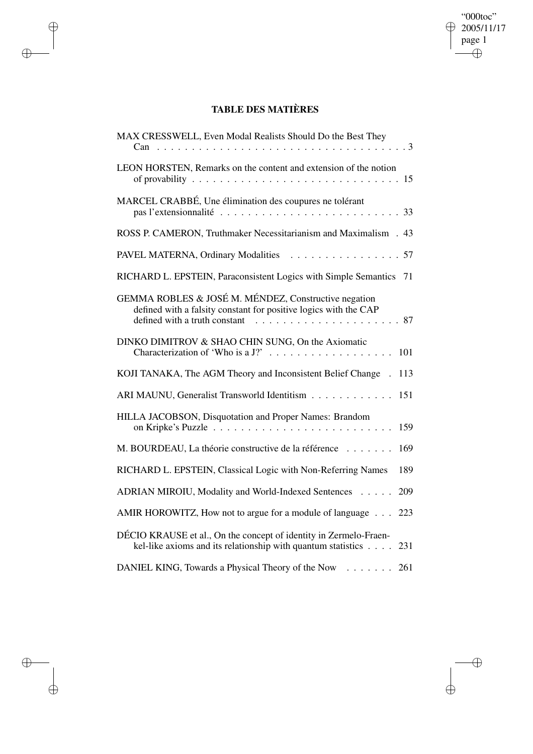# TABLE DES MATIÈRES

| | |
|---|---|
| MAX CRESSWELL, Even Modal Realists Should Do the Best They Can | 3 |
| LEON HORSTEN, Remarks on the content and extension of the notion of provability | 15 |
| MARCEL CRABBÉ, Une élimination des coupures ne tolérant pas l'extensionnalité | 33 |
| ROSS P. CAMERON, Truthmaker Necessitarianism and Maximalism | 43 |
| PAVEL MATERNA, Ordinary Modalities | 57 |
| RICHARD L. EPSTEIN, Paraconsistent Logics with Simple Semantics | 71 |
| GEMMA ROBLES & JOSÉ M. MÉNDEZ, Constructive negation defined with a falsity constant for positive logics with the CAP defined with a truth constant | 87 |
| DINKO DIMITROV & SHAO CHIN SUNG, On the Axiomatic Characterization of 'Who is a J?' | 101 |
| KOJI TANAKA, The AGM Theory and Inconsistent Belief Change | 113 |
| ARI MAUNU, Generalist Transworld Identitism | 151 |
| HILLA JACOBSON, Disquotation and Proper Names: Brandom on Kripke's Puzzle | 159 |
| M. BOURDEAU, La théorie constructive de la référence | 169 |
| RICHARD L. EPSTEIN, Classical Logic with Non-Referring Names | 189 |
| ADRIAN MIROIU, Modality and World-Indexed Sentences | 209 |
| AMIR HOROWITZ, How not to argue for a module of language | 223 |
| DÉCIO KRAUSE et al., On the concept of identity in Zermelo-Fraenkel-like axioms and its relationship with quantum statistics | 231 |
| DANIEL KING, Towards a Physical Theory of the Now | 261 |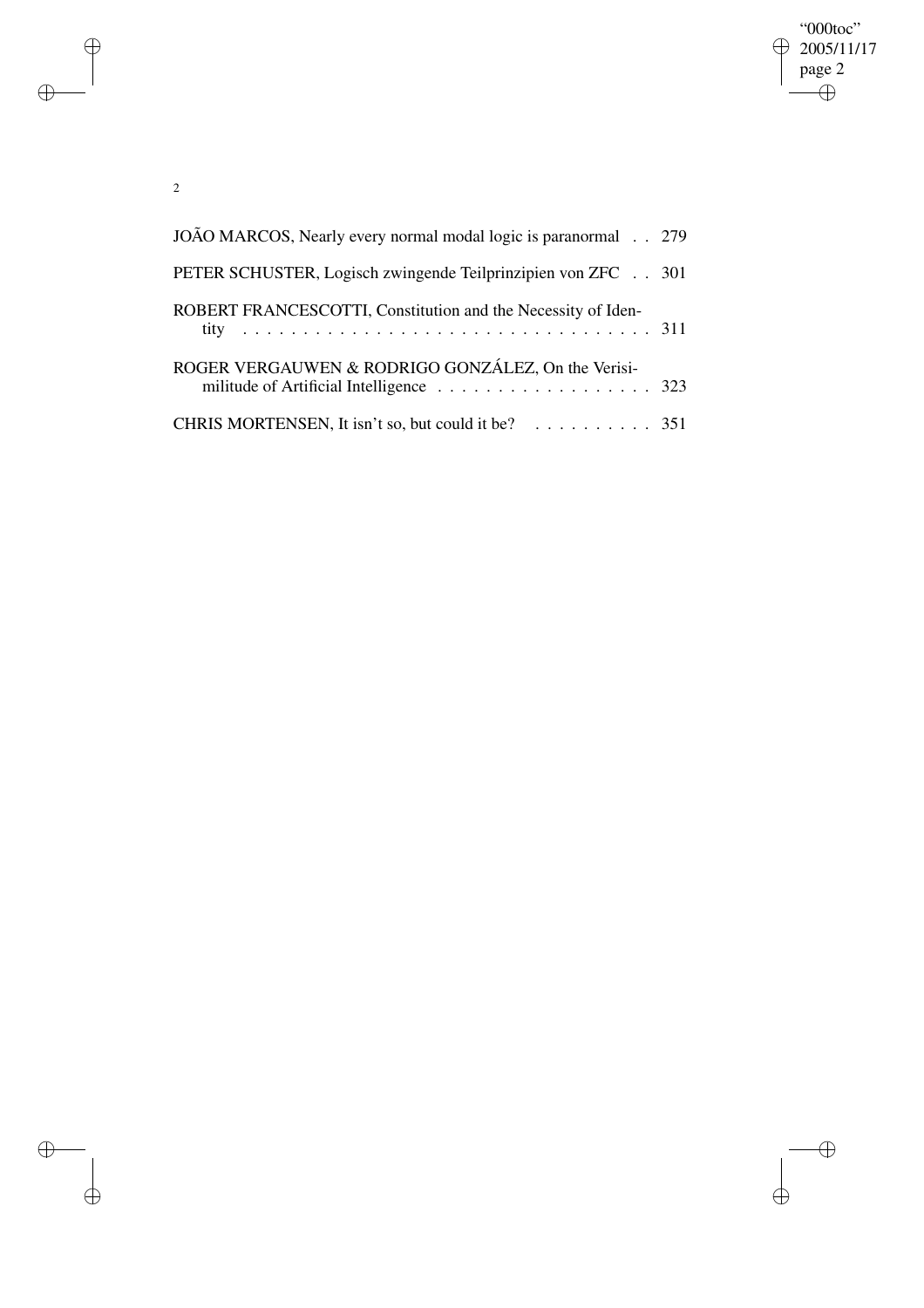JOÃO MARCOS, Nearly every normal modal logic is paranormal . . 279

PETER SCHUSTER, Logisch zwingende Teilprinzipien von ZFC . . 301

ROBERT FRANCESCOTTI, Constitution and the Necessity of Identity . . . . . . . . . . . . . . . . . . . . . . . . . . . . . . . . . . 311

ROGER VERGAUWEN & RODRIGO GONZÁLEZ, On the Verisimilitude of Artificial Intelligence . . . . . . . . . . . . . . . . . . . 323

CHRIS MORTENSEN, It isn't so, but could it be? . . . . . . . . . . 351